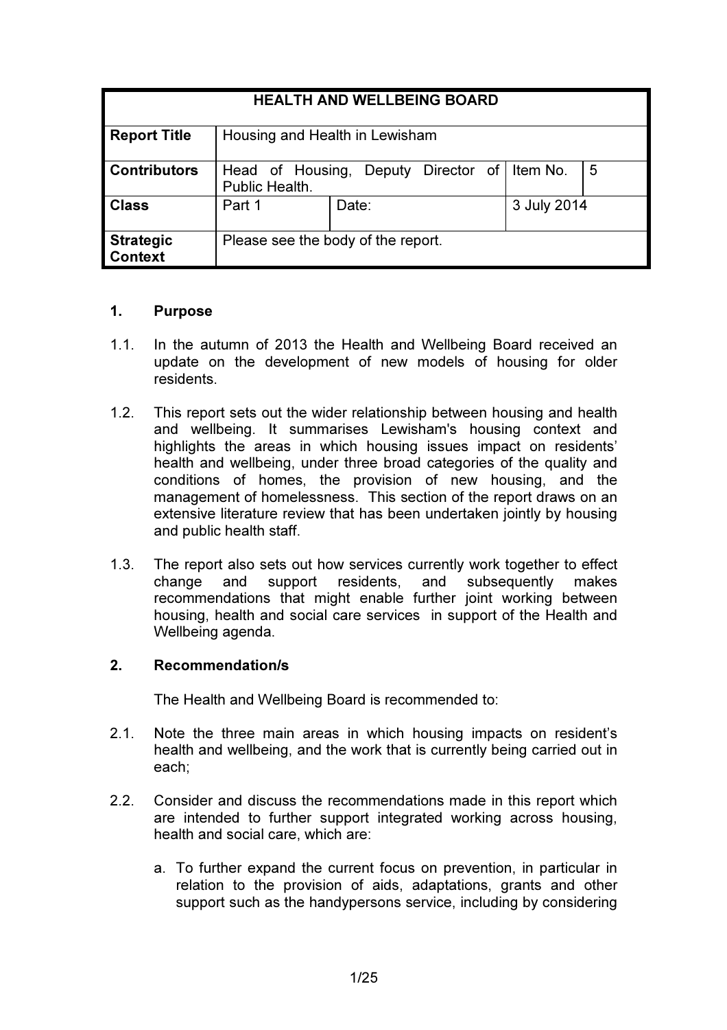| HEALTH AND WELLBEING BOARD | | | | |
|---|---|---|---|---|
| **Report Title** | Housing and Health in Lewisham | | | |
| **Contributors** | Head of Housing, Deputy Director of Public Health. | | Item No. | 5 |
| **Class** | Part 1 | Date: | 3 July 2014 | |
| **Strategic Context** | Please see the body of the report. | | | |

## 1. Purpose

1.1. In the autumn of 2013 the Health and Wellbeing Board received an update on the development of new models of housing for older residents.

1.2. This report sets out the wider relationship between housing and health and wellbeing. It summarises Lewisham's housing context and highlights the areas in which housing issues impact on residents' health and wellbeing, under three broad categories of the quality and conditions of homes, the provision of new housing, and the management of homelessness. This section of the report draws on an extensive literature review that has been undertaken jointly by housing and public health staff.

1.3. The report also sets out how services currently work together to effect change and support residents, and subsequently makes recommendations that might enable further joint working between housing, health and social care services in support of the Health and Wellbeing agenda.

## 2. Recommendation/s

The Health and Wellbeing Board is recommended to:

2.1. Note the three main areas in which housing impacts on resident's health and wellbeing, and the work that is currently being carried out in each;

2.2. Consider and discuss the recommendations made in this report which are intended to further support integrated working across housing, health and social care, which are:

a. To further expand the current focus on prevention, in particular in relation to the provision of aids, adaptations, grants and other support such as the handypersons service, including by considering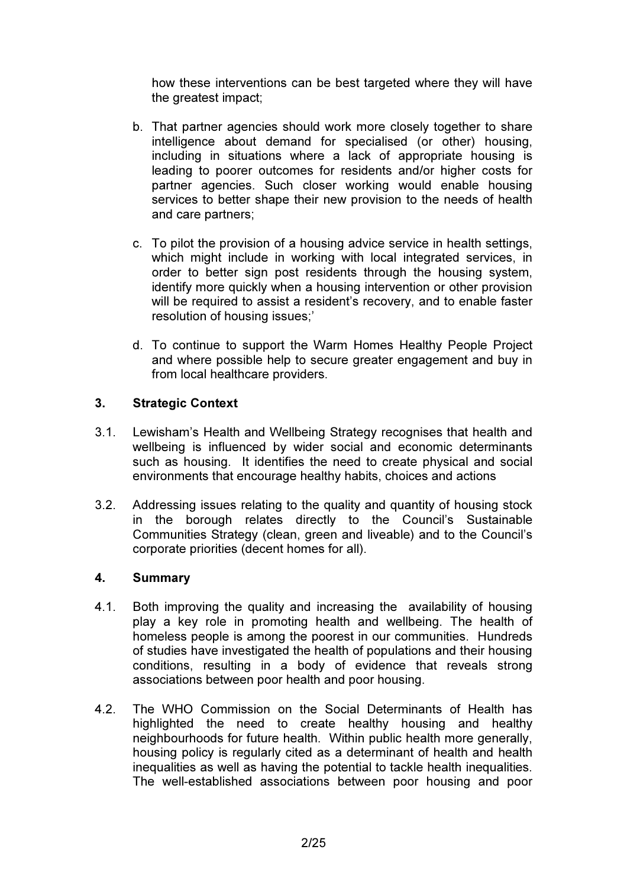how these interventions can be best targeted where they will have the greatest impact;

b. That partner agencies should work more closely together to share intelligence about demand for specialised (or other) housing, including in situations where a lack of appropriate housing is leading to poorer outcomes for residents and/or higher costs for partner agencies. Such closer working would enable housing services to better shape their new provision to the needs of health and care partners;

c. To pilot the provision of a housing advice service in health settings, which might include in working with local integrated services, in order to better sign post residents through the housing system, identify more quickly when a housing intervention or other provision will be required to assist a resident's recovery, and to enable faster resolution of housing issues;'

d. To continue to support the Warm Homes Healthy People Project and where possible help to secure greater engagement and buy in from local healthcare providers.

## 3. Strategic Context

3.1. Lewisham's Health and Wellbeing Strategy recognises that health and wellbeing is influenced by wider social and economic determinants such as housing. It identifies the need to create physical and social environments that encourage healthy habits, choices and actions

3.2. Addressing issues relating to the quality and quantity of housing stock in the borough relates directly to the Council's Sustainable Communities Strategy (clean, green and liveable) and to the Council's corporate priorities (decent homes for all).

## 4. Summary

4.1. Both improving the quality and increasing the availability of housing play a key role in promoting health and wellbeing. The health of homeless people is among the poorest in our communities. Hundreds of studies have investigated the health of populations and their housing conditions, resulting in a body of evidence that reveals strong associations between poor health and poor housing.

4.2. The WHO Commission on the Social Determinants of Health has highlighted the need to create healthy housing and healthy neighbourhoods for future health. Within public health more generally, housing policy is regularly cited as a determinant of health and health inequalities as well as having the potential to tackle health inequalities. The well-established associations between poor housing and poor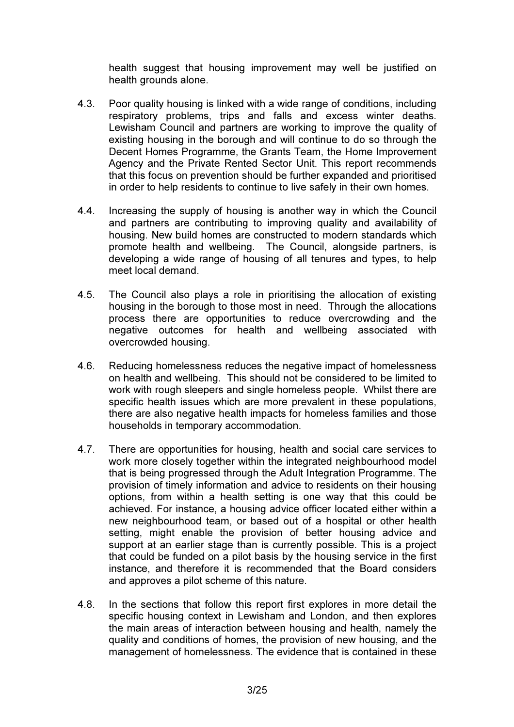health suggest that housing improvement may well be justified on health grounds alone.

4.3. Poor quality housing is linked with a wide range of conditions, including respiratory problems, trips and falls and excess winter deaths. Lewisham Council and partners are working to improve the quality of existing housing in the borough and will continue to do so through the Decent Homes Programme, the Grants Team, the Home Improvement Agency and the Private Rented Sector Unit. This report recommends that this focus on prevention should be further expanded and prioritised in order to help residents to continue to live safely in their own homes.

4.4. Increasing the supply of housing is another way in which the Council and partners are contributing to improving quality and availability of housing. New build homes are constructed to modern standards which promote health and wellbeing. The Council, alongside partners, is developing a wide range of housing of all tenures and types, to help meet local demand.

4.5. The Council also plays a role in prioritising the allocation of existing housing in the borough to those most in need. Through the allocations process there are opportunities to reduce overcrowding and the negative outcomes for health and wellbeing associated with overcrowded housing.

4.6. Reducing homelessness reduces the negative impact of homelessness on health and wellbeing. This should not be considered to be limited to work with rough sleepers and single homeless people. Whilst there are specific health issues which are more prevalent in these populations, there are also negative health impacts for homeless families and those households in temporary accommodation.

4.7. There are opportunities for housing, health and social care services to work more closely together within the integrated neighbourhood model that is being progressed through the Adult Integration Programme. The provision of timely information and advice to residents on their housing options, from within a health setting is one way that this could be achieved. For instance, a housing advice officer located either within a new neighbourhood team, or based out of a hospital or other health setting, might enable the provision of better housing advice and support at an earlier stage than is currently possible. This is a project that could be funded on a pilot basis by the housing service in the first instance, and therefore it is recommended that the Board considers and approves a pilot scheme of this nature.

4.8. In the sections that follow this report first explores in more detail the specific housing context in Lewisham and London, and then explores the main areas of interaction between housing and health, namely the quality and conditions of homes, the provision of new housing, and the management of homelessness. The evidence that is contained in these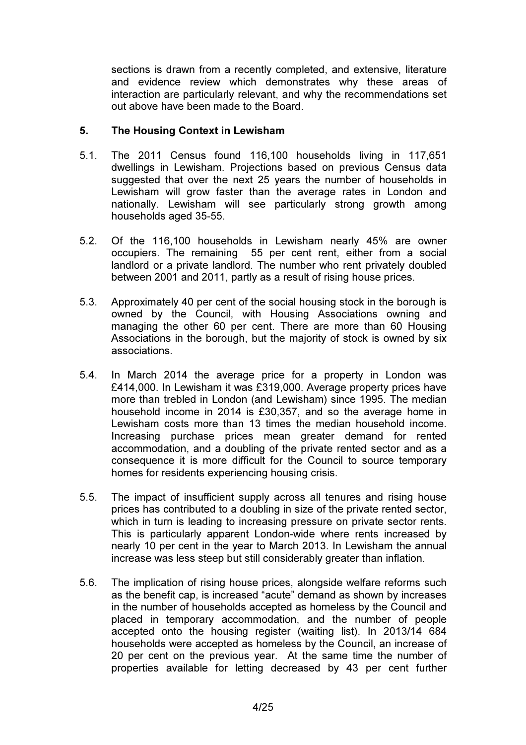sections is drawn from a recently completed, and extensive, literature and evidence review which demonstrates why these areas of interaction are particularly relevant, and why the recommendations set out above have been made to the Board.

## 5. The Housing Context in Lewisham

5.1. The 2011 Census found 116,100 households living in 117,651 dwellings in Lewisham. Projections based on previous Census data suggested that over the next 25 years the number of households in Lewisham will grow faster than the average rates in London and nationally. Lewisham will see particularly strong growth among households aged 35-55.

5.2. Of the 116,100 households in Lewisham nearly 45% are owner occupiers. The remaining 55 per cent rent, either from a social landlord or a private landlord. The number who rent privately doubled between 2001 and 2011, partly as a result of rising house prices.

5.3. Approximately 40 per cent of the social housing stock in the borough is owned by the Council, with Housing Associations owning and managing the other 60 per cent. There are more than 60 Housing Associations in the borough, but the majority of stock is owned by six associations.

5.4. In March 2014 the average price for a property in London was £414,000. In Lewisham it was £319,000. Average property prices have more than trebled in London (and Lewisham) since 1995. The median household income in 2014 is £30,357, and so the average home in Lewisham costs more than 13 times the median household income. Increasing purchase prices mean greater demand for rented accommodation, and a doubling of the private rented sector and as a consequence it is more difficult for the Council to source temporary homes for residents experiencing housing crisis.

5.5. The impact of insufficient supply across all tenures and rising house prices has contributed to a doubling in size of the private rented sector, which in turn is leading to increasing pressure on private sector rents. This is particularly apparent London-wide where rents increased by nearly 10 per cent in the year to March 2013. In Lewisham the annual increase was less steep but still considerably greater than inflation.

5.6. The implication of rising house prices, alongside welfare reforms such as the benefit cap, is increased "acute" demand as shown by increases in the number of households accepted as homeless by the Council and placed in temporary accommodation, and the number of people accepted onto the housing register (waiting list). In 2013/14 684 households were accepted as homeless by the Council, an increase of 20 per cent on the previous year. At the same time the number of properties available for letting decreased by 43 per cent further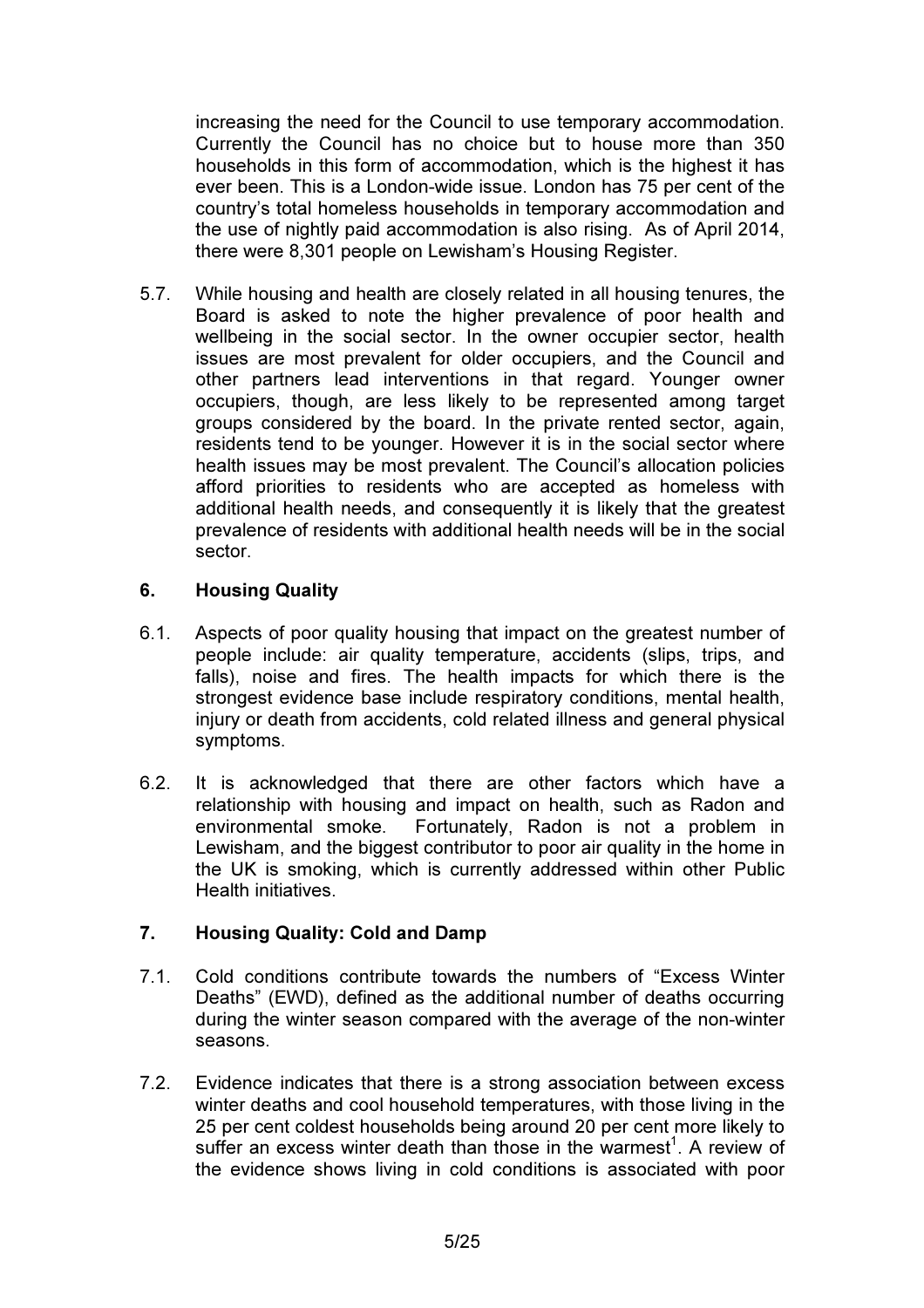increasing the need for the Council to use temporary accommodation. Currently the Council has no choice but to house more than 350 households in this form of accommodation, which is the highest it has ever been. This is a London-wide issue. London has 75 per cent of the country's total homeless households in temporary accommodation and the use of nightly paid accommodation is also rising. As of April 2014, there were 8,301 people on Lewisham's Housing Register.

5.7. While housing and health are closely related in all housing tenures, the Board is asked to note the higher prevalence of poor health and wellbeing in the social sector. In the owner occupier sector, health issues are most prevalent for older occupiers, and the Council and other partners lead interventions in that regard. Younger owner occupiers, though, are less likely to be represented among target groups considered by the board. In the private rented sector, again, residents tend to be younger. However it is in the social sector where health issues may be most prevalent. The Council's allocation policies afford priorities to residents who are accepted as homeless with additional health needs, and consequently it is likely that the greatest prevalence of residents with additional health needs will be in the social sector.

## 6. Housing Quality

6.1. Aspects of poor quality housing that impact on the greatest number of people include: air quality temperature, accidents (slips, trips, and falls), noise and fires. The health impacts for which there is the strongest evidence base include respiratory conditions, mental health, injury or death from accidents, cold related illness and general physical symptoms.

6.2. It is acknowledged that there are other factors which have a relationship with housing and impact on health, such as Radon and environmental smoke. Fortunately, Radon is not a problem in Lewisham, and the biggest contributor to poor air quality in the home in the UK is smoking, which is currently addressed within other Public Health initiatives.

## 7. Housing Quality: Cold and Damp

7.1. Cold conditions contribute towards the numbers of "Excess Winter Deaths" (EWD), defined as the additional number of deaths occurring during the winter season compared with the average of the non-winter seasons.

7.2. Evidence indicates that there is a strong association between excess winter deaths and cool household temperatures, with those living in the 25 per cent coldest households being around 20 per cent more likely to suffer an excess winter death than those in the warmest[1]. A review of the evidence shows living in cold conditions is associated with poor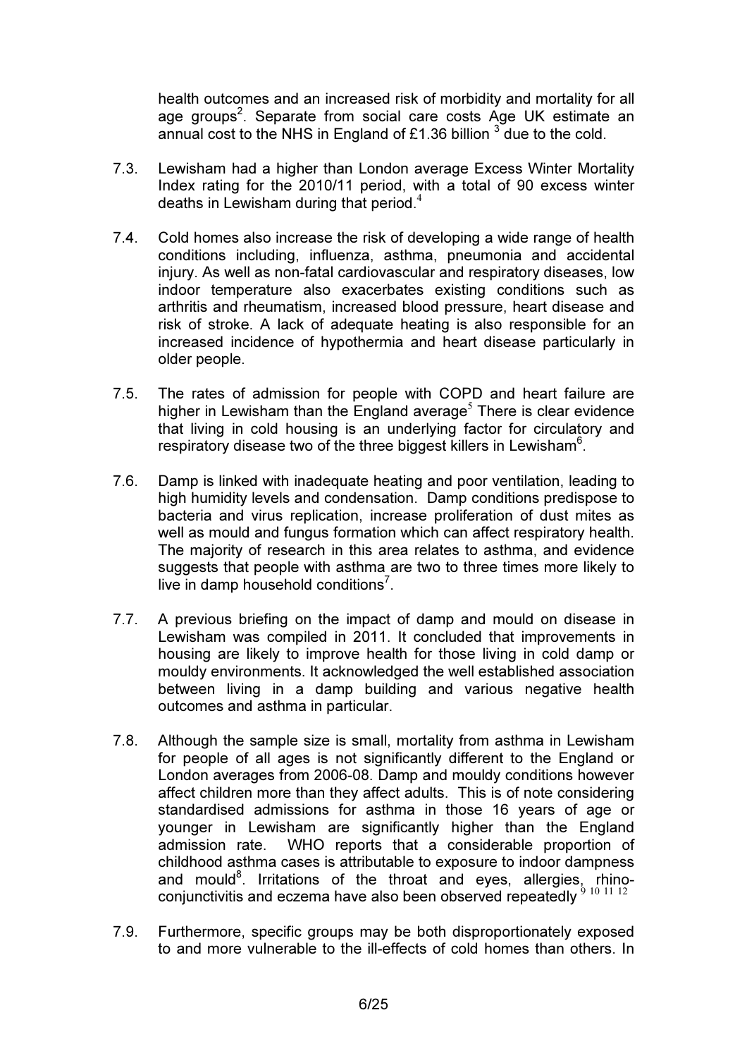health outcomes and an increased risk of morbidity and mortality for all age groups[2]. Separate from social care costs Age UK estimate an annual cost to the NHS in England of £1.36 billion [3] due to the cold.

7.3. Lewisham had a higher than London average Excess Winter Mortality Index rating for the 2010/11 period, with a total of 90 excess winter deaths in Lewisham during that period.[4]

7.4. Cold homes also increase the risk of developing a wide range of health conditions including, influenza, asthma, pneumonia and accidental injury. As well as non-fatal cardiovascular and respiratory diseases, low indoor temperature also exacerbates existing conditions such as arthritis and rheumatism, increased blood pressure, heart disease and risk of stroke. A lack of adequate heating is also responsible for an increased incidence of hypothermia and heart disease particularly in older people.

7.5. The rates of admission for people with COPD and heart failure are higher in Lewisham than the England average[5] There is clear evidence that living in cold housing is an underlying factor for circulatory and respiratory disease two of the three biggest killers in Lewisham[6].

7.6. Damp is linked with inadequate heating and poor ventilation, leading to high humidity levels and condensation. Damp conditions predispose to bacteria and virus replication, increase proliferation of dust mites as well as mould and fungus formation which can affect respiratory health. The majority of research in this area relates to asthma, and evidence suggests that people with asthma are two to three times more likely to live in damp household conditions[7].

7.7. A previous briefing on the impact of damp and mould on disease in Lewisham was compiled in 2011. It concluded that improvements in housing are likely to improve health for those living in cold damp or mouldy environments. It acknowledged the well established association between living in a damp building and various negative health outcomes and asthma in particular.

7.8. Although the sample size is small, mortality from asthma in Lewisham for people of all ages is not significantly different to the England or London averages from 2006-08. Damp and mouldy conditions however affect children more than they affect adults. This is of note considering standardised admissions for asthma in those 16 years of age or younger in Lewisham are significantly higher than the England admission rate. WHO reports that a considerable proportion of childhood asthma cases is attributable to exposure to indoor dampness and mould[8]. Irritations of the throat and eyes, allergies, rhino-conjunctivitis and eczema have also been observed repeatedly [9] [10] [11] [12]

7.9. Furthermore, specific groups may be both disproportionately exposed to and more vulnerable to the ill-effects of cold homes than others. In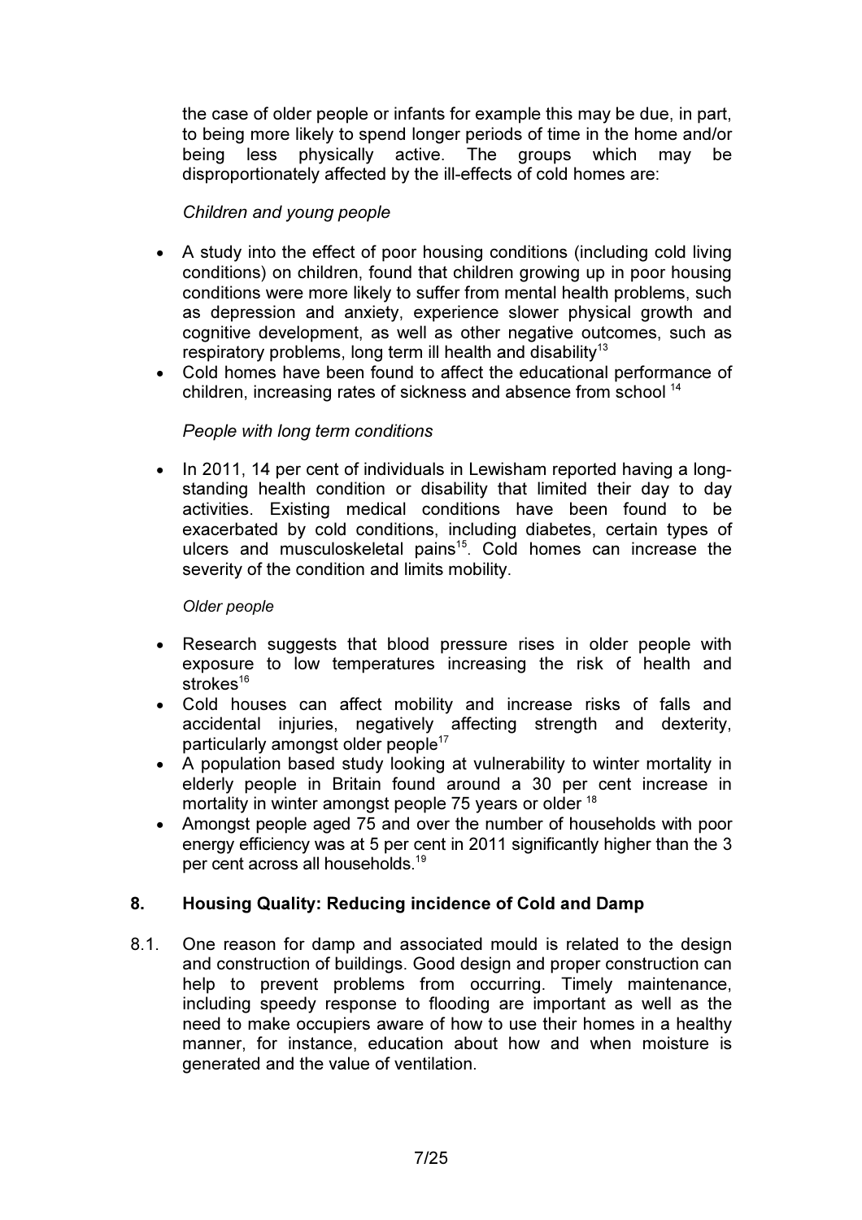the case of older people or infants for example this may be due, in part, to being more likely to spend longer periods of time in the home and/or being less physically active. The groups which may be disproportionately affected by the ill-effects of cold homes are:

*Children and young people*

- A study into the effect of poor housing conditions (including cold living conditions) on children, found that children growing up in poor housing conditions were more likely to suffer from mental health problems, such as depression and anxiety, experience slower physical growth and cognitive development, as well as other negative outcomes, such as respiratory problems, long term ill health and disability[13]
- Cold homes have been found to affect the educational performance of children, increasing rates of sickness and absence from school [14]

*People with long term conditions*

- In 2011, 14 per cent of individuals in Lewisham reported having a long-standing health condition or disability that limited their day to day activities. Existing medical conditions have been found to be exacerbated by cold conditions, including diabetes, certain types of ulcers and musculoskeletal pains[15]. Cold homes can increase the severity of the condition and limits mobility.

*Older people*

- Research suggests that blood pressure rises in older people with exposure to low temperatures increasing the risk of health and strokes[16]
- Cold houses can affect mobility and increase risks of falls and accidental injuries, negatively affecting strength and dexterity, particularly amongst older people[17]
- A population based study looking at vulnerability to winter mortality in elderly people in Britain found around a 30 per cent increase in mortality in winter amongst people 75 years or older [18]
- Amongst people aged 75 and over the number of households with poor energy efficiency was at 5 per cent in 2011 significantly higher than the 3 per cent across all households.[19]

## 8. Housing Quality: Reducing incidence of Cold and Damp

8.1. One reason for damp and associated mould is related to the design and construction of buildings. Good design and proper construction can help to prevent problems from occurring. Timely maintenance, including speedy response to flooding are important as well as the need to make occupiers aware of how to use their homes in a healthy manner, for instance, education about how and when moisture is generated and the value of ventilation.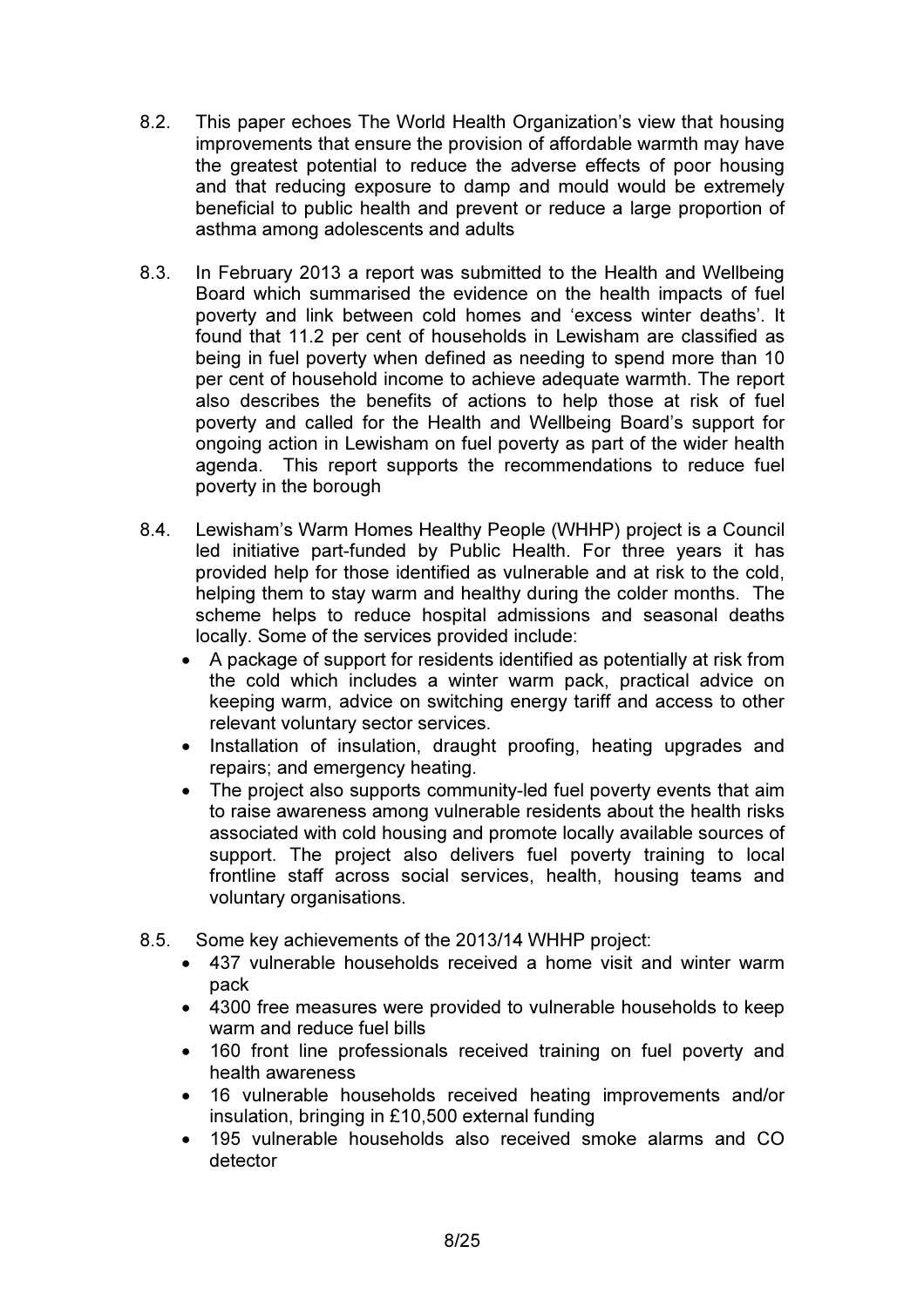8.2. This paper echoes The World Health Organization's view that housing improvements that ensure the provision of affordable warmth may have the greatest potential to reduce the adverse effects of poor housing and that reducing exposure to damp and mould would be extremely beneficial to public health and prevent or reduce a large proportion of asthma among adolescents and adults

8.3. In February 2013 a report was submitted to the Health and Wellbeing Board which summarised the evidence on the health impacts of fuel poverty and link between cold homes and 'excess winter deaths'. It found that 11.2 per cent of households in Lewisham are classified as being in fuel poverty when defined as needing to spend more than 10 per cent of household income to achieve adequate warmth. The report also describes the benefits of actions to help those at risk of fuel poverty and called for the Health and Wellbeing Board's support for ongoing action in Lewisham on fuel poverty as part of the wider health agenda. This report supports the recommendations to reduce fuel poverty in the borough

8.4. Lewisham's Warm Homes Healthy People (WHHP) project is a Council led initiative part-funded by Public Health. For three years it has provided help for those identified as vulnerable and at risk to the cold, helping them to stay warm and healthy during the colder months. The scheme helps to reduce hospital admissions and seasonal deaths locally. Some of the services provided include:

- A package of support for residents identified as potentially at risk from the cold which includes a winter warm pack, practical advice on keeping warm, advice on switching energy tariff and access to other relevant voluntary sector services.
- Installation of insulation, draught proofing, heating upgrades and repairs; and emergency heating.
- The project also supports community-led fuel poverty events that aim to raise awareness among vulnerable residents about the health risks associated with cold housing and promote locally available sources of support. The project also delivers fuel poverty training to local frontline staff across social services, health, housing teams and voluntary organisations.

8.5. Some key achievements of the 2013/14 WHHP project:

- 437 vulnerable households received a home visit and winter warm pack
- 4300 free measures were provided to vulnerable households to keep warm and reduce fuel bills
- 160 front line professionals received training on fuel poverty and health awareness
- 16 vulnerable households received heating improvements and/or insulation, bringing in £10,500 external funding
- 195 vulnerable households also received smoke alarms and CO detector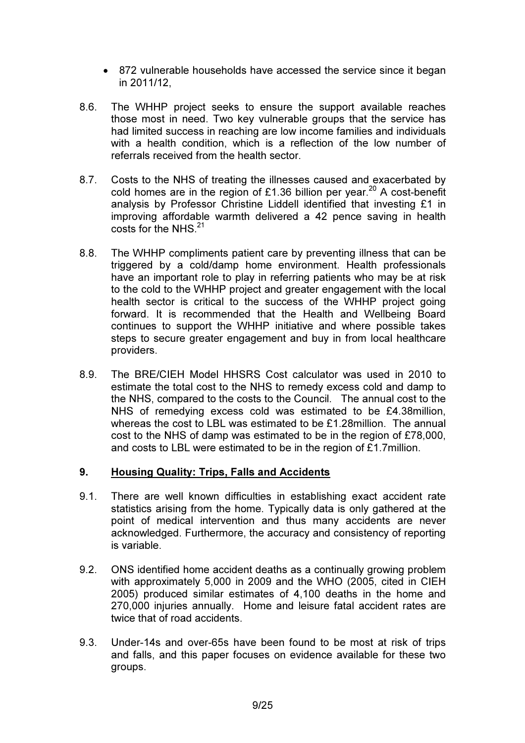- 872 vulnerable households have accessed the service since it began in 2011/12,

8.6. The WHHP project seeks to ensure the support available reaches those most in need. Two key vulnerable groups that the service has had limited success in reaching are low income families and individuals with a health condition, which is a reflection of the low number of referrals received from the health sector.

8.7. Costs to the NHS of treating the illnesses caused and exacerbated by cold homes are in the region of £1.36 billion per year.[20] A cost-benefit analysis by Professor Christine Liddell identified that investing £1 in improving affordable warmth delivered a 42 pence saving in health costs for the NHS.[21]

8.8. The WHHP compliments patient care by preventing illness that can be triggered by a cold/damp home environment. Health professionals have an important role to play in referring patients who may be at risk to the cold to the WHHP project and greater engagement with the local health sector is critical to the success of the WHHP project going forward. It is recommended that the Health and Wellbeing Board continues to support the WHHP initiative and where possible takes steps to secure greater engagement and buy in from local healthcare providers.

8.9. The BRE/CIEH Model HHSRS Cost calculator was used in 2010 to estimate the total cost to the NHS to remedy excess cold and damp to the NHS, compared to the costs to the Council. The annual cost to the NHS of remedying excess cold was estimated to be £4.38million, whereas the cost to LBL was estimated to be £1.28million. The annual cost to the NHS of damp was estimated to be in the region of £78,000, and costs to LBL were estimated to be in the region of £1.7million.

## 9. Housing Quality: Trips, Falls and Accidents

9.1. There are well known difficulties in establishing exact accident rate statistics arising from the home. Typically data is only gathered at the point of medical intervention and thus many accidents are never acknowledged. Furthermore, the accuracy and consistency of reporting is variable.

9.2. ONS identified home accident deaths as a continually growing problem with approximately 5,000 in 2009 and the WHO (2005, cited in CIEH 2005) produced similar estimates of 4,100 deaths in the home and 270,000 injuries annually. Home and leisure fatal accident rates are twice that of road accidents.

9.3. Under-14s and over-65s have been found to be most at risk of trips and falls, and this paper focuses on evidence available for these two groups.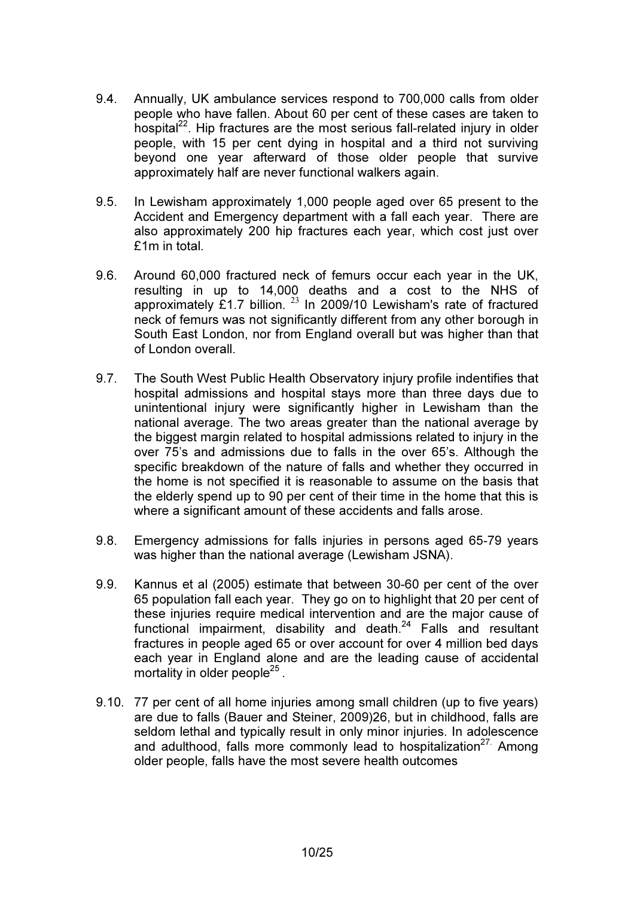9.4. Annually, UK ambulance services respond to 700,000 calls from older people who have fallen. About 60 per cent of these cases are taken to hospital[22]. Hip fractures are the most serious fall-related injury in older people, with 15 per cent dying in hospital and a third not surviving beyond one year afterward of those older people that survive approximately half are never functional walkers again.

9.5. In Lewisham approximately 1,000 people aged over 65 present to the Accident and Emergency department with a fall each year. There are also approximately 200 hip fractures each year, which cost just over £1m in total.

9.6. Around 60,000 fractured neck of femurs occur each year in the UK, resulting in up to 14,000 deaths and a cost to the NHS of approximately £1.7 billion. [23] In 2009/10 Lewisham's rate of fractured neck of femurs was not significantly different from any other borough in South East London, nor from England overall but was higher than that of London overall.

9.7. The South West Public Health Observatory injury profile indentifies that hospital admissions and hospital stays more than three days due to unintentional injury were significantly higher in Lewisham than the national average. The two areas greater than the national average by the biggest margin related to hospital admissions related to injury in the over 75's and admissions due to falls in the over 65's. Although the specific breakdown of the nature of falls and whether they occurred in the home is not specified it is reasonable to assume on the basis that the elderly spend up to 90 per cent of their time in the home that this is where a significant amount of these accidents and falls arose.

9.8. Emergency admissions for falls injuries in persons aged 65-79 years was higher than the national average (Lewisham JSNA).

9.9. Kannus et al (2005) estimate that between 30-60 per cent of the over 65 population fall each year. They go on to highlight that 20 per cent of these injuries require medical intervention and are the major cause of functional impairment, disability and death.[24] Falls and resultant fractures in people aged 65 or over account for over 4 million bed days each year in England alone and are the leading cause of accidental mortality in older people[25].

9.10. 77 per cent of all home injuries among small children (up to five years) are due to falls (Bauer and Steiner, 2009)26, but in childhood, falls are seldom lethal and typically result in only minor injuries. In adolescence and adulthood, falls more commonly lead to hospitalization[27]. Among older people, falls have the most severe health outcomes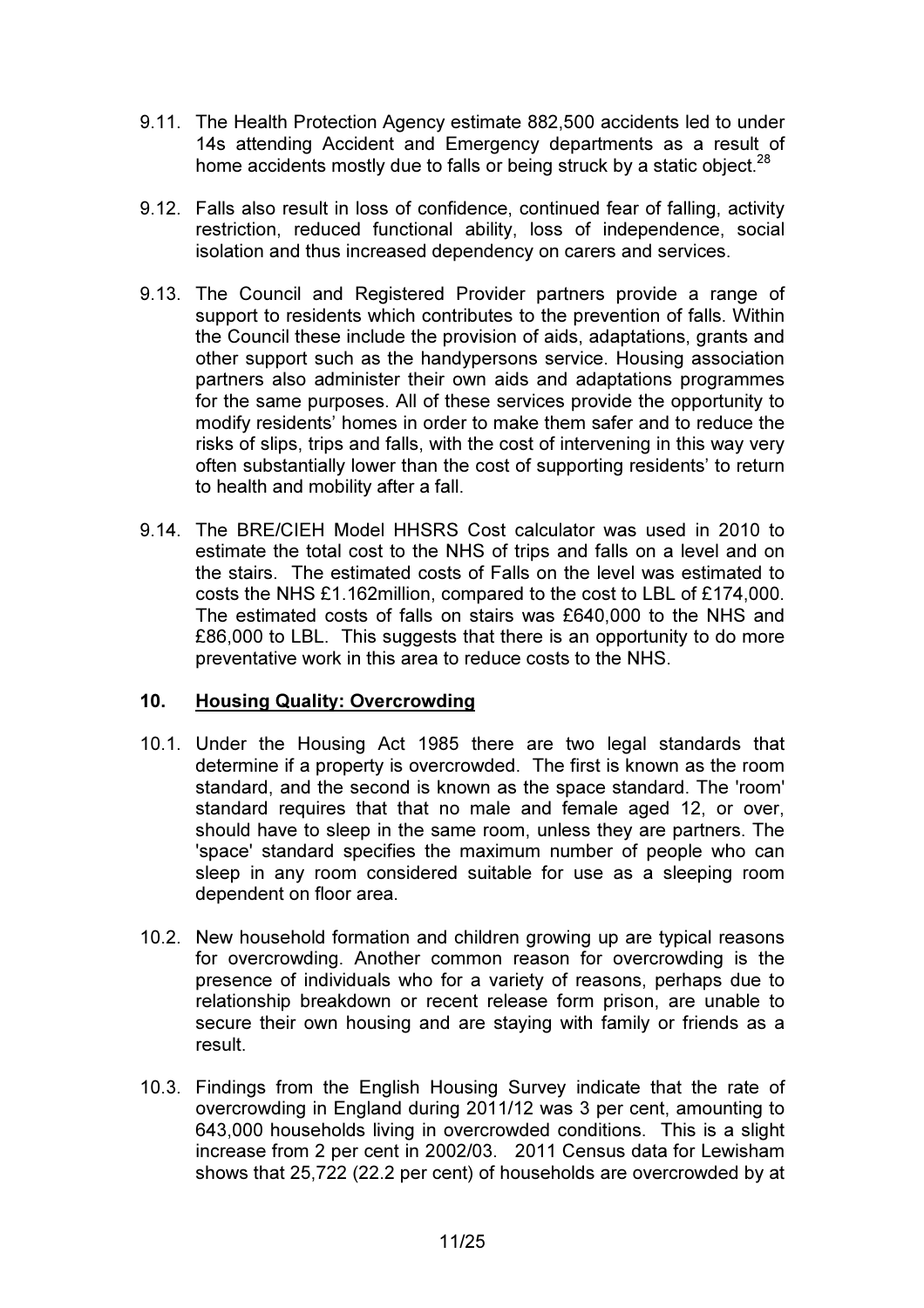9.11. The Health Protection Agency estimate 882,500 accidents led to under 14s attending Accident and Emergency departments as a result of home accidents mostly due to falls or being struck by a static object.[28]

9.12. Falls also result in loss of confidence, continued fear of falling, activity restriction, reduced functional ability, loss of independence, social isolation and thus increased dependency on carers and services.

9.13. The Council and Registered Provider partners provide a range of support to residents which contributes to the prevention of falls. Within the Council these include the provision of aids, adaptations, grants and other support such as the handypersons service. Housing association partners also administer their own aids and adaptations programmes for the same purposes. All of these services provide the opportunity to modify residents' homes in order to make them safer and to reduce the risks of slips, trips and falls, with the cost of intervening in this way very often substantially lower than the cost of supporting residents' to return to health and mobility after a fall.

9.14. The BRE/CIEH Model HHSRS Cost calculator was used in 2010 to estimate the total cost to the NHS of trips and falls on a level and on the stairs. The estimated costs of Falls on the level was estimated to costs the NHS £1.162million, compared to the cost to LBL of £174,000. The estimated costs of falls on stairs was £640,000 to the NHS and £86,000 to LBL. This suggests that there is an opportunity to do more preventative work in this area to reduce costs to the NHS.

## 10. Housing Quality: Overcrowding

10.1. Under the Housing Act 1985 there are two legal standards that determine if a property is overcrowded. The first is known as the room standard, and the second is known as the space standard. The 'room' standard requires that that no male and female aged 12, or over, should have to sleep in the same room, unless they are partners. The 'space' standard specifies the maximum number of people who can sleep in any room considered suitable for use as a sleeping room dependent on floor area.

10.2. New household formation and children growing up are typical reasons for overcrowding. Another common reason for overcrowding is the presence of individuals who for a variety of reasons, perhaps due to relationship breakdown or recent release form prison, are unable to secure their own housing and are staying with family or friends as a result.

10.3. Findings from the English Housing Survey indicate that the rate of overcrowding in England during 2011/12 was 3 per cent, amounting to 643,000 households living in overcrowded conditions. This is a slight increase from 2 per cent in 2002/03. 2011 Census data for Lewisham shows that 25,722 (22.2 per cent) of households are overcrowded by at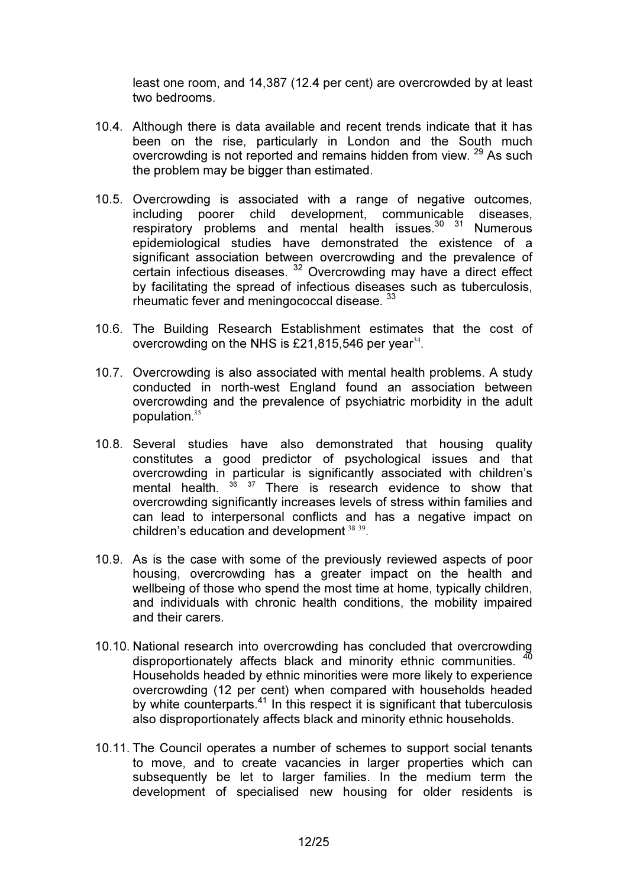least one room, and 14,387 (12.4 per cent) are overcrowded by at least two bedrooms.

10.4. Although there is data available and recent trends indicate that it has been on the rise, particularly in London and the South much overcrowding is not reported and remains hidden from view. [29] As such the problem may be bigger than estimated.

10.5. Overcrowding is associated with a range of negative outcomes, including poorer child development, communicable diseases, respiratory problems and mental health issues.[30] [31] Numerous epidemiological studies have demonstrated the existence of a significant association between overcrowding and the prevalence of certain infectious diseases. [32] Overcrowding may have a direct effect by facilitating the spread of infectious diseases such as tuberculosis, rheumatic fever and meningococcal disease. [33]

10.6. The Building Research Establishment estimates that the cost of overcrowding on the NHS is £21,815,546 per year[34].

10.7. Overcrowding is also associated with mental health problems. A study conducted in north-west England found an association between overcrowding and the prevalence of psychiatric morbidity in the adult population.[35]

10.8. Several studies have also demonstrated that housing quality constitutes a good predictor of psychological issues and that overcrowding in particular is significantly associated with children's mental health. [36] [37] There is research evidence to show that overcrowding significantly increases levels of stress within families and can lead to interpersonal conflicts and has a negative impact on children's education and development [38] [39].

10.9. As is the case with some of the previously reviewed aspects of poor housing, overcrowding has a greater impact on the health and wellbeing of those who spend the most time at home, typically children, and individuals with chronic health conditions, the mobility impaired and their carers.

10.10. National research into overcrowding has concluded that overcrowding disproportionately affects black and minority ethnic communities. [40] Households headed by ethnic minorities were more likely to experience overcrowding (12 per cent) when compared with households headed by white counterparts.[41] In this respect it is significant that tuberculosis also disproportionately affects black and minority ethnic households.

10.11. The Council operates a number of schemes to support social tenants to move, and to create vacancies in larger properties which can subsequently be let to larger families. In the medium term the development of specialised new housing for older residents is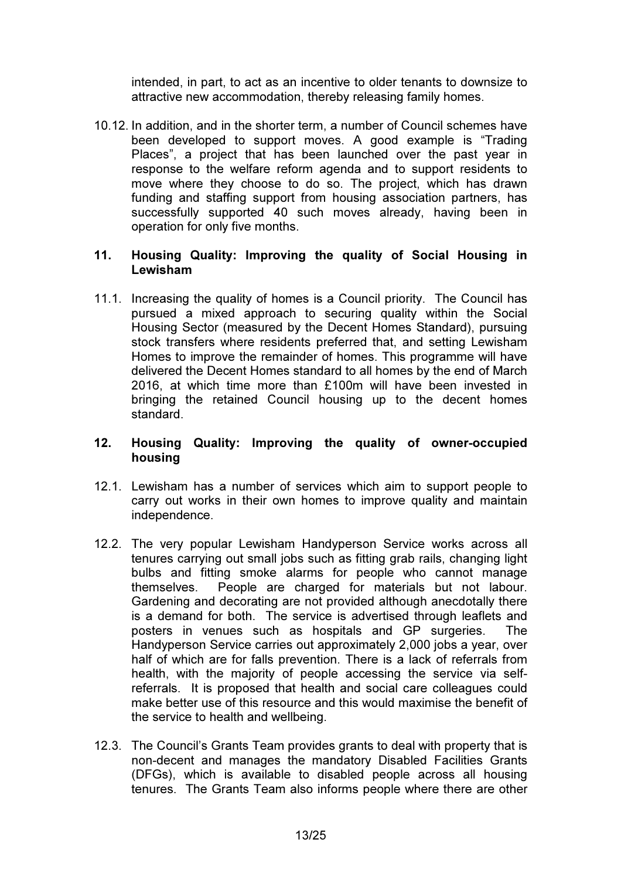intended, in part, to act as an incentive to older tenants to downsize to attractive new accommodation, thereby releasing family homes.

10.12. In addition, and in the shorter term, a number of Council schemes have been developed to support moves. A good example is "Trading Places", a project that has been launched over the past year in response to the welfare reform agenda and to support residents to move where they choose to do so. The project, which has drawn funding and staffing support from housing association partners, has successfully supported 40 such moves already, having been in operation for only five months.

## 11. Housing Quality: Improving the quality of Social Housing in Lewisham

11.1. Increasing the quality of homes is a Council priority. The Council has pursued a mixed approach to securing quality within the Social Housing Sector (measured by the Decent Homes Standard), pursuing stock transfers where residents preferred that, and setting Lewisham Homes to improve the remainder of homes. This programme will have delivered the Decent Homes standard to all homes by the end of March 2016, at which time more than £100m will have been invested in bringing the retained Council housing up to the decent homes standard.

## 12. Housing Quality: Improving the quality of owner-occupied housing

12.1. Lewisham has a number of services which aim to support people to carry out works in their own homes to improve quality and maintain independence.

12.2. The very popular Lewisham Handyperson Service works across all tenures carrying out small jobs such as fitting grab rails, changing light bulbs and fitting smoke alarms for people who cannot manage themselves. People are charged for materials but not labour. Gardening and decorating are not provided although anecdotally there is a demand for both. The service is advertised through leaflets and posters in venues such as hospitals and GP surgeries. The Handyperson Service carries out approximately 2,000 jobs a year, over half of which are for falls prevention. There is a lack of referrals from health, with the majority of people accessing the service via self-referrals. It is proposed that health and social care colleagues could make better use of this resource and this would maximise the benefit of the service to health and wellbeing.

12.3. The Council's Grants Team provides grants to deal with property that is non-decent and manages the mandatory Disabled Facilities Grants (DFGs), which is available to disabled people across all housing tenures. The Grants Team also informs people where there are other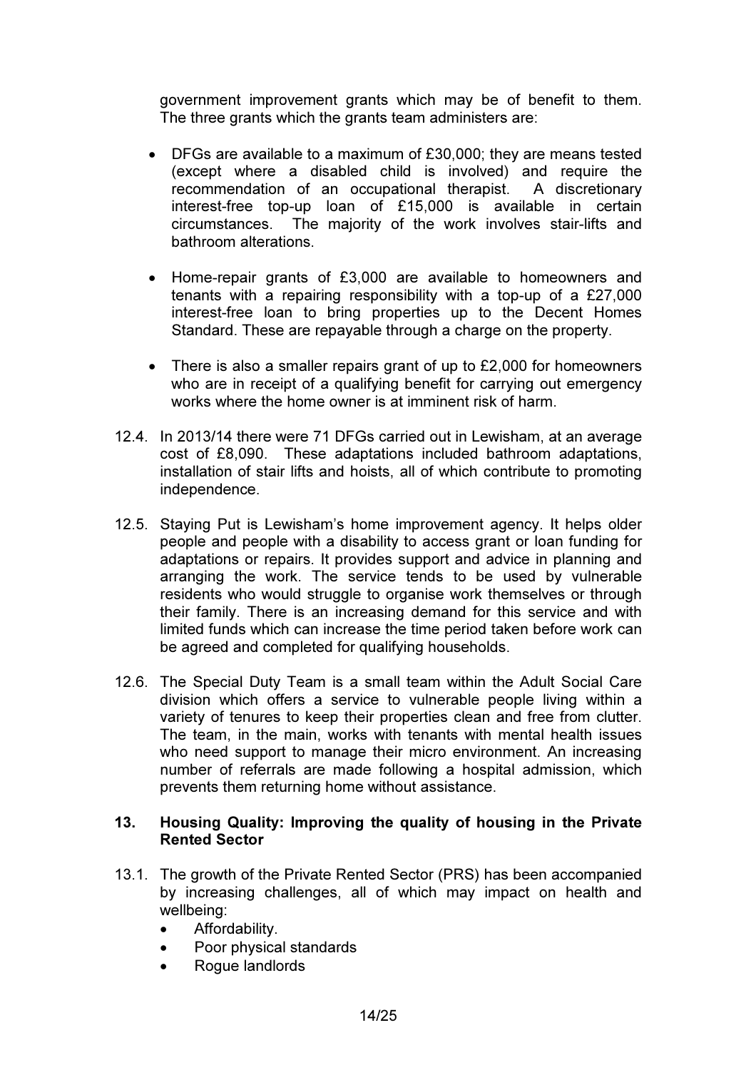government improvement grants which may be of benefit to them. The three grants which the grants team administers are:

- DFGs are available to a maximum of £30,000; they are means tested (except where a disabled child is involved) and require the recommendation of an occupational therapist. A discretionary interest-free top-up loan of £15,000 is available in certain circumstances. The majority of the work involves stair-lifts and bathroom alterations.

- Home-repair grants of £3,000 are available to homeowners and tenants with a repairing responsibility with a top-up of a £27,000 interest-free loan to bring properties up to the Decent Homes Standard. These are repayable through a charge on the property.

- There is also a smaller repairs grant of up to £2,000 for homeowners who are in receipt of a qualifying benefit for carrying out emergency works where the home owner is at imminent risk of harm.

12.4. In 2013/14 there were 71 DFGs carried out in Lewisham, at an average cost of £8,090. These adaptations included bathroom adaptations, installation of stair lifts and hoists, all of which contribute to promoting independence.

12.5. Staying Put is Lewisham's home improvement agency. It helps older people and people with a disability to access grant or loan funding for adaptations or repairs. It provides support and advice in planning and arranging the work. The service tends to be used by vulnerable residents who would struggle to organise work themselves or through their family. There is an increasing demand for this service and with limited funds which can increase the time period taken before work can be agreed and completed for qualifying households.

12.6. The Special Duty Team is a small team within the Adult Social Care division which offers a service to vulnerable people living within a variety of tenures to keep their properties clean and free from clutter. The team, in the main, works with tenants with mental health issues who need support to manage their micro environment. An increasing number of referrals are made following a hospital admission, which prevents them returning home without assistance.

## 13. Housing Quality: Improving the quality of housing in the Private Rented Sector

13.1. The growth of the Private Rented Sector (PRS) has been accompanied by increasing challenges, all of which may impact on health and wellbeing:

- Affordability.
- Poor physical standards
- Rogue landlords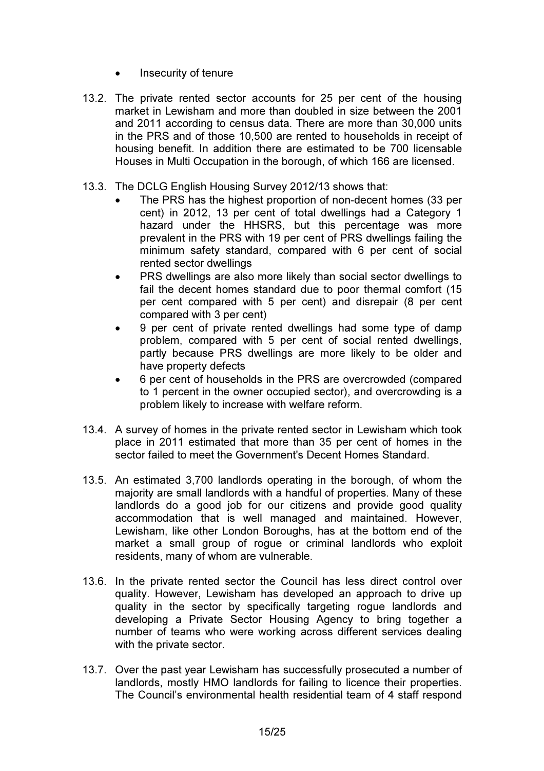- Insecurity of tenure

13.2. The private rented sector accounts for 25 per cent of the housing market in Lewisham and more than doubled in size between the 2001 and 2011 according to census data. There are more than 30,000 units in the PRS and of those 10,500 are rented to households in receipt of housing benefit. In addition there are estimated to be 700 licensable Houses in Multi Occupation in the borough, of which 166 are licensed.

13.3. The DCLG English Housing Survey 2012/13 shows that:

- The PRS has the highest proportion of non-decent homes (33 per cent) in 2012, 13 per cent of total dwellings had a Category 1 hazard under the HHSRS, but this percentage was more prevalent in the PRS with 19 per cent of PRS dwellings failing the minimum safety standard, compared with 6 per cent of social rented sector dwellings
- PRS dwellings are also more likely than social sector dwellings to fail the decent homes standard due to poor thermal comfort (15 per cent compared with 5 per cent) and disrepair (8 per cent compared with 3 per cent)
- 9 per cent of private rented dwellings had some type of damp problem, compared with 5 per cent of social rented dwellings, partly because PRS dwellings are more likely to be older and have property defects
- 6 per cent of households in the PRS are overcrowded (compared to 1 percent in the owner occupied sector), and overcrowding is a problem likely to increase with welfare reform.

13.4. A survey of homes in the private rented sector in Lewisham which took place in 2011 estimated that more than 35 per cent of homes in the sector failed to meet the Government's Decent Homes Standard.

13.5. An estimated 3,700 landlords operating in the borough, of whom the majority are small landlords with a handful of properties. Many of these landlords do a good job for our citizens and provide good quality accommodation that is well managed and maintained. However, Lewisham, like other London Boroughs, has at the bottom end of the market a small group of rogue or criminal landlords who exploit residents, many of whom are vulnerable.

13.6. In the private rented sector the Council has less direct control over quality. However, Lewisham has developed an approach to drive up quality in the sector by specifically targeting rogue landlords and developing a Private Sector Housing Agency to bring together a number of teams who were working across different services dealing with the private sector.

13.7. Over the past year Lewisham has successfully prosecuted a number of landlords, mostly HMO landlords for failing to licence their properties. The Council's environmental health residential team of 4 staff respond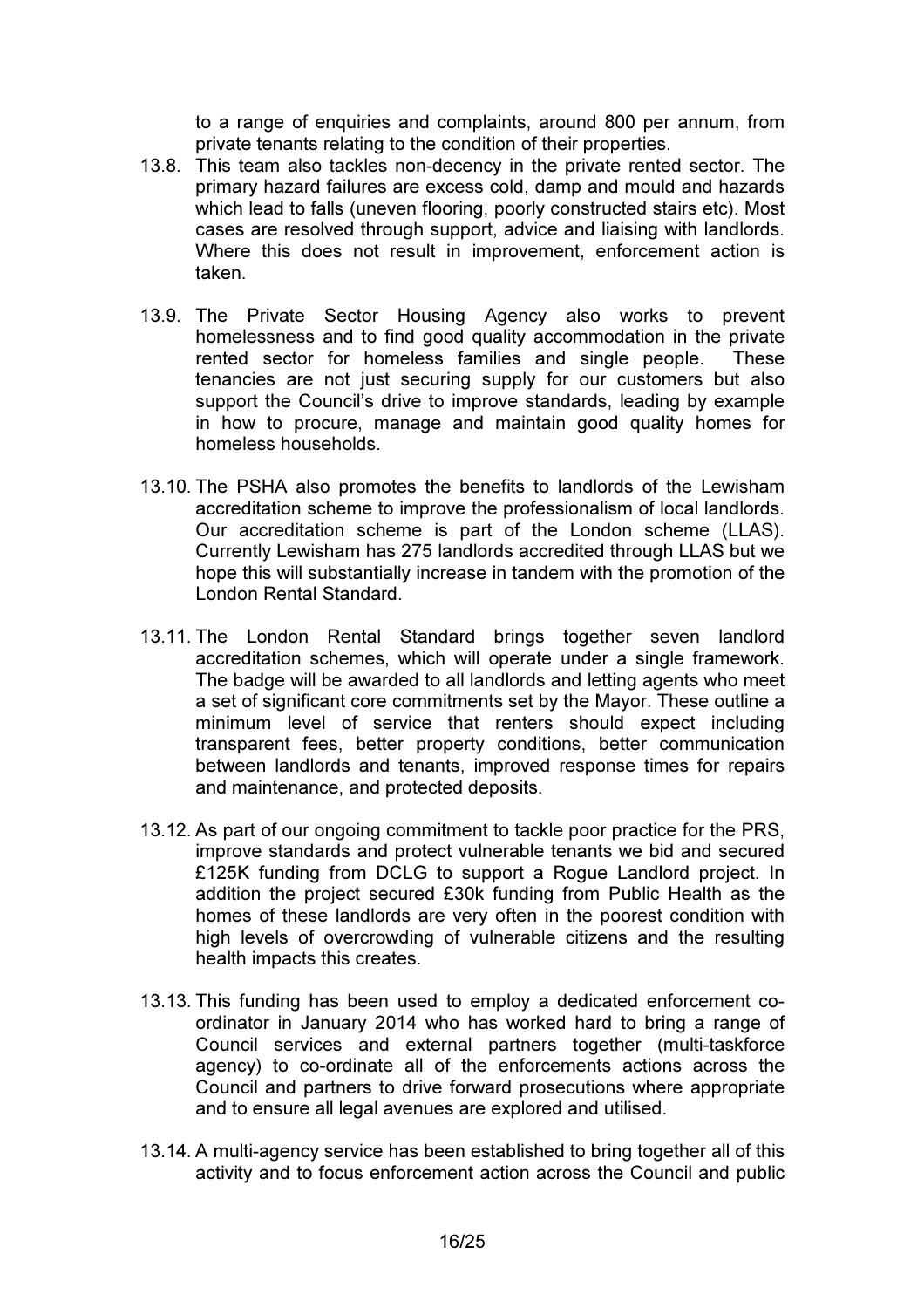to a range of enquiries and complaints, around 800 per annum, from private tenants relating to the condition of their properties.

13.8. This team also tackles non-decency in the private rented sector. The primary hazard failures are excess cold, damp and mould and hazards which lead to falls (uneven flooring, poorly constructed stairs etc). Most cases are resolved through support, advice and liaising with landlords. Where this does not result in improvement, enforcement action is taken.

13.9. The Private Sector Housing Agency also works to prevent homelessness and to find good quality accommodation in the private rented sector for homeless families and single people. These tenancies are not just securing supply for our customers but also support the Council's drive to improve standards, leading by example in how to procure, manage and maintain good quality homes for homeless households.

13.10. The PSHA also promotes the benefits to landlords of the Lewisham accreditation scheme to improve the professionalism of local landlords. Our accreditation scheme is part of the London scheme (LLAS). Currently Lewisham has 275 landlords accredited through LLAS but we hope this will substantially increase in tandem with the promotion of the London Rental Standard.

13.11. The London Rental Standard brings together seven landlord accreditation schemes, which will operate under a single framework. The badge will be awarded to all landlords and letting agents who meet a set of significant core commitments set by the Mayor. These outline a minimum level of service that renters should expect including transparent fees, better property conditions, better communication between landlords and tenants, improved response times for repairs and maintenance, and protected deposits.

13.12. As part of our ongoing commitment to tackle poor practice for the PRS, improve standards and protect vulnerable tenants we bid and secured £125K funding from DCLG to support a Rogue Landlord project. In addition the project secured £30k funding from Public Health as the homes of these landlords are very often in the poorest condition with high levels of overcrowding of vulnerable citizens and the resulting health impacts this creates.

13.13. This funding has been used to employ a dedicated enforcement co-ordinator in January 2014 who has worked hard to bring a range of Council services and external partners together (multi-taskforce agency) to co-ordinate all of the enforcements actions across the Council and partners to drive forward prosecutions where appropriate and to ensure all legal avenues are explored and utilised.

13.14. A multi-agency service has been established to bring together all of this activity and to focus enforcement action across the Council and public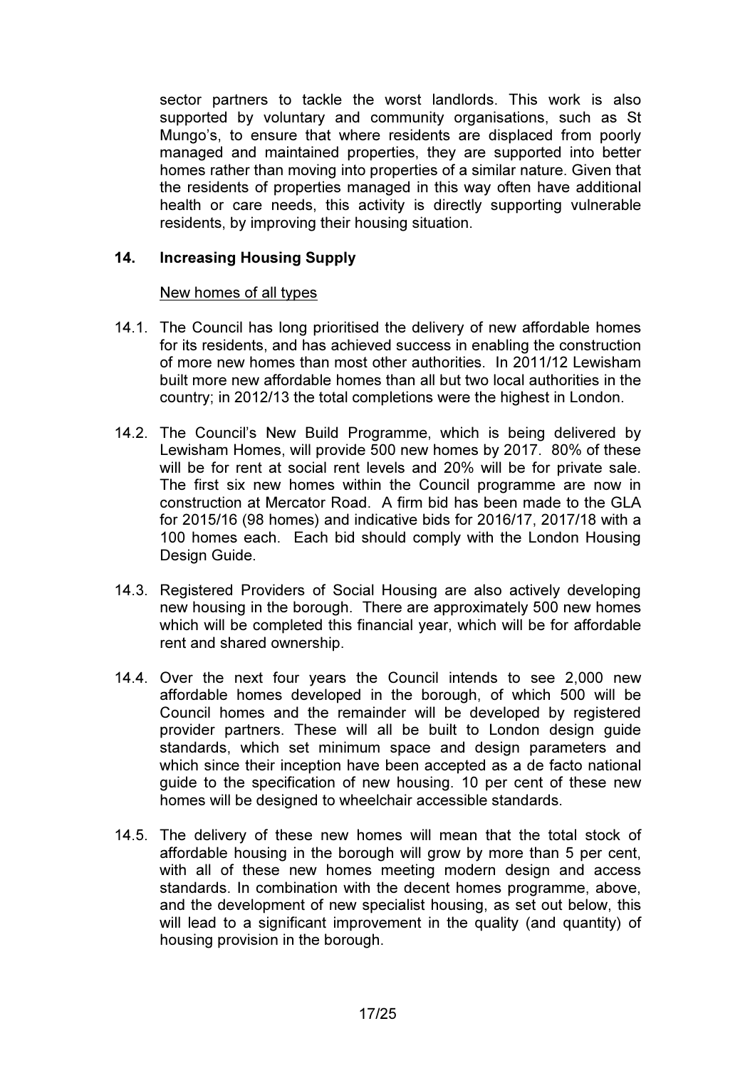sector partners to tackle the worst landlords. This work is also supported by voluntary and community organisations, such as St Mungo's, to ensure that where residents are displaced from poorly managed and maintained properties, they are supported into better homes rather than moving into properties of a similar nature. Given that the residents of properties managed in this way often have additional health or care needs, this activity is directly supporting vulnerable residents, by improving their housing situation.

## 14. Increasing Housing Supply

New homes of all types

14.1. The Council has long prioritised the delivery of new affordable homes for its residents, and has achieved success in enabling the construction of more new homes than most other authorities. In 2011/12 Lewisham built more new affordable homes than all but two local authorities in the country; in 2012/13 the total completions were the highest in London.

14.2. The Council's New Build Programme, which is being delivered by Lewisham Homes, will provide 500 new homes by 2017. 80% of these will be for rent at social rent levels and 20% will be for private sale. The first six new homes within the Council programme are now in construction at Mercator Road. A firm bid has been made to the GLA for 2015/16 (98 homes) and indicative bids for 2016/17, 2017/18 with a 100 homes each. Each bid should comply with the London Housing Design Guide.

14.3. Registered Providers of Social Housing are also actively developing new housing in the borough. There are approximately 500 new homes which will be completed this financial year, which will be for affordable rent and shared ownership.

14.4. Over the next four years the Council intends to see 2,000 new affordable homes developed in the borough, of which 500 will be Council homes and the remainder will be developed by registered provider partners. These will all be built to London design guide standards, which set minimum space and design parameters and which since their inception have been accepted as a de facto national guide to the specification of new housing. 10 per cent of these new homes will be designed to wheelchair accessible standards.

14.5. The delivery of these new homes will mean that the total stock of affordable housing in the borough will grow by more than 5 per cent, with all of these new homes meeting modern design and access standards. In combination with the decent homes programme, above, and the development of new specialist housing, as set out below, this will lead to a significant improvement in the quality (and quantity) of housing provision in the borough.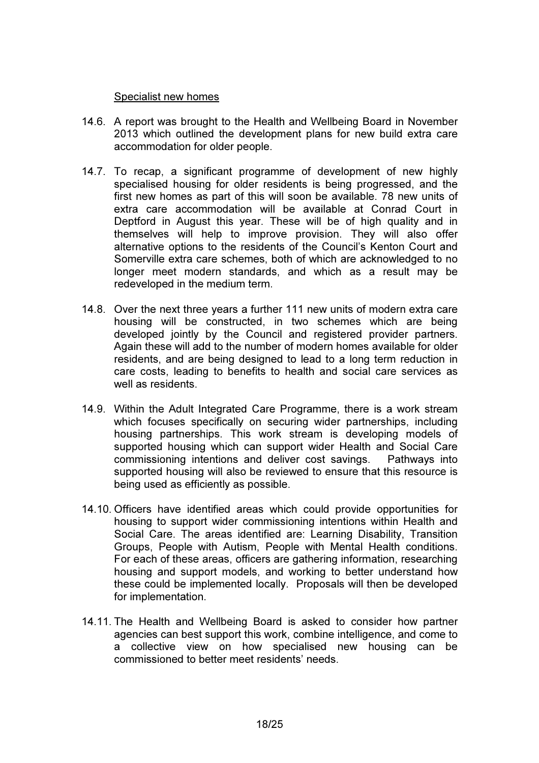Specialist new homes

14.6. A report was brought to the Health and Wellbeing Board in November 2013 which outlined the development plans for new build extra care accommodation for older people.

14.7. To recap, a significant programme of development of new highly specialised housing for older residents is being progressed, and the first new homes as part of this will soon be available. 78 new units of extra care accommodation will be available at Conrad Court in Deptford in August this year. These will be of high quality and in themselves will help to improve provision. They will also offer alternative options to the residents of the Council's Kenton Court and Somerville extra care schemes, both of which are acknowledged to no longer meet modern standards, and which as a result may be redeveloped in the medium term.

14.8. Over the next three years a further 111 new units of modern extra care housing will be constructed, in two schemes which are being developed jointly by the Council and registered provider partners. Again these will add to the number of modern homes available for older residents, and are being designed to lead to a long term reduction in care costs, leading to benefits to health and social care services as well as residents.

14.9. Within the Adult Integrated Care Programme, there is a work stream which focuses specifically on securing wider partnerships, including housing partnerships. This work stream is developing models of supported housing which can support wider Health and Social Care commissioning intentions and deliver cost savings. Pathways into supported housing will also be reviewed to ensure that this resource is being used as efficiently as possible.

14.10. Officers have identified areas which could provide opportunities for housing to support wider commissioning intentions within Health and Social Care. The areas identified are: Learning Disability, Transition Groups, People with Autism, People with Mental Health conditions. For each of these areas, officers are gathering information, researching housing and support models, and working to better understand how these could be implemented locally. Proposals will then be developed for implementation.

14.11. The Health and Wellbeing Board is asked to consider how partner agencies can best support this work, combine intelligence, and come to a collective view on how specialised new housing can be commissioned to better meet residents' needs.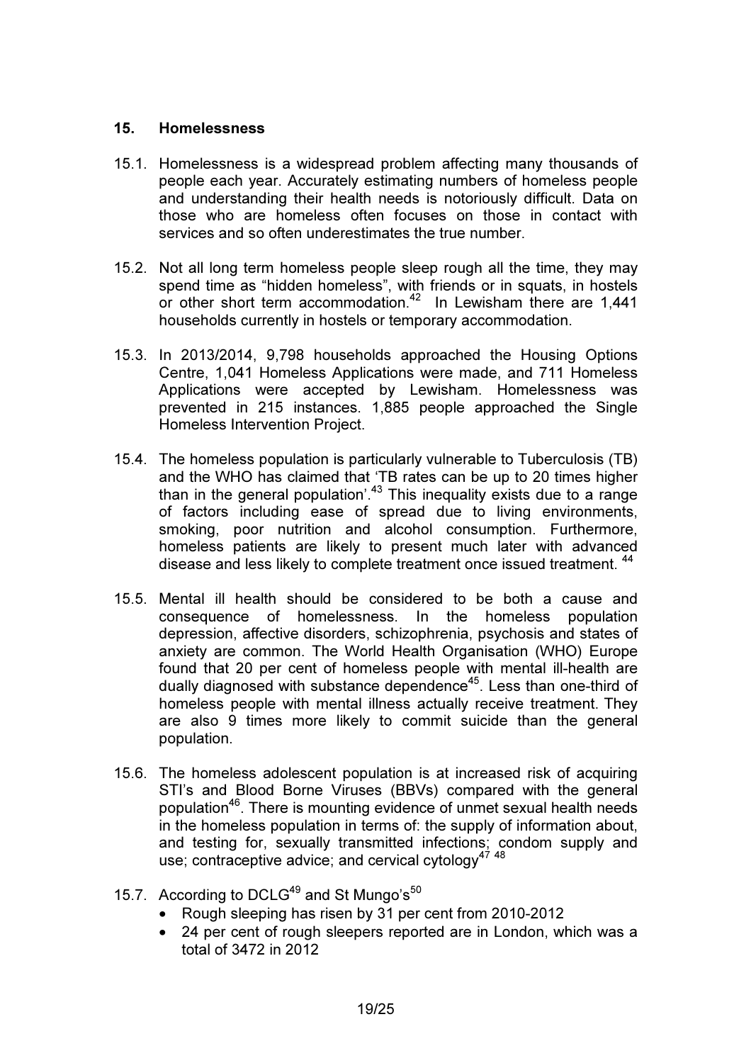## 15. Homelessness

15.1. Homelessness is a widespread problem affecting many thousands of people each year. Accurately estimating numbers of homeless people and understanding their health needs is notoriously difficult. Data on those who are homeless often focuses on those in contact with services and so often underestimates the true number.

15.2. Not all long term homeless people sleep rough all the time, they may spend time as "hidden homeless", with friends or in squats, in hostels or other short term accommodation.[42] In Lewisham there are 1,441 households currently in hostels or temporary accommodation.

15.3. In 2013/2014, 9,798 households approached the Housing Options Centre, 1,041 Homeless Applications were made, and 711 Homeless Applications were accepted by Lewisham. Homelessness was prevented in 215 instances. 1,885 people approached the Single Homeless Intervention Project.

15.4. The homeless population is particularly vulnerable to Tuberculosis (TB) and the WHO has claimed that 'TB rates can be up to 20 times higher than in the general population'.[43] This inequality exists due to a range of factors including ease of spread due to living environments, smoking, poor nutrition and alcohol consumption. Furthermore, homeless patients are likely to present much later with advanced disease and less likely to complete treatment once issued treatment. [44]

15.5. Mental ill health should be considered to be both a cause and consequence of homelessness. In the homeless population depression, affective disorders, schizophrenia, psychosis and states of anxiety are common. The World Health Organisation (WHO) Europe found that 20 per cent of homeless people with mental ill-health are dually diagnosed with substance dependence[45]. Less than one-third of homeless people with mental illness actually receive treatment. They are also 9 times more likely to commit suicide than the general population.

15.6. The homeless adolescent population is at increased risk of acquiring STI's and Blood Borne Viruses (BBVs) compared with the general population[46]. There is mounting evidence of unmet sexual health needs in the homeless population in terms of: the supply of information about, and testing for, sexually transmitted infections; condom supply and use; contraceptive advice; and cervical cytology[47 48]

15.7. According to DCLG[49] and St Mungo's[50]

- Rough sleeping has risen by 31 per cent from 2010-2012
- 24 per cent of rough sleepers reported are in London, which was a total of 3472 in 2012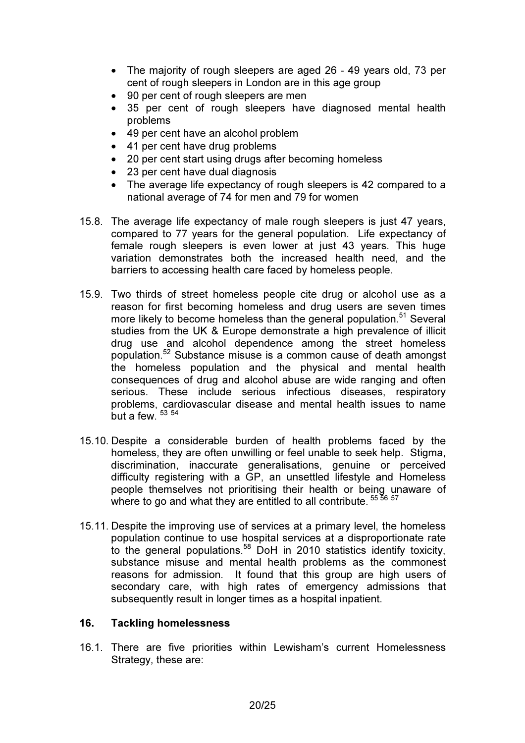- The majority of rough sleepers are aged 26 - 49 years old, 73 per cent of rough sleepers in London are in this age group
- 90 per cent of rough sleepers are men
- 35 per cent of rough sleepers have diagnosed mental health problems
- 49 per cent have an alcohol problem
- 41 per cent have drug problems
- 20 per cent start using drugs after becoming homeless
- 23 per cent have dual diagnosis
- The average life expectancy of rough sleepers is 42 compared to a national average of 74 for men and 79 for women

15.8. The average life expectancy of male rough sleepers is just 47 years, compared to 77 years for the general population. Life expectancy of female rough sleepers is even lower at just 43 years. This huge variation demonstrates both the increased health need, and the barriers to accessing health care faced by homeless people.

15.9. Two thirds of street homeless people cite drug or alcohol use as a reason for first becoming homeless and drug users are seven times more likely to become homeless than the general population.[51] Several studies from the UK & Europe demonstrate a high prevalence of illicit drug use and alcohol dependence among the street homeless population.[52] Substance misuse is a common cause of death amongst the homeless population and the physical and mental health consequences of drug and alcohol abuse are wide ranging and often serious. These include serious infectious diseases, respiratory problems, cardiovascular disease and mental health issues to name but a few. [53 54]

15.10. Despite a considerable burden of health problems faced by the homeless, they are often unwilling or feel unable to seek help. Stigma, discrimination, inaccurate generalisations, genuine or perceived difficulty registering with a GP, an unsettled lifestyle and Homeless people themselves not prioritising their health or being unaware of where to go and what they are entitled to all contribute. [55 56 57]

15.11. Despite the improving use of services at a primary level, the homeless population continue to use hospital services at a disproportionate rate to the general populations.[58] DoH in 2010 statistics identify toxicity, substance misuse and mental health problems as the commonest reasons for admission. It found that this group are high users of secondary care, with high rates of emergency admissions that subsequently result in longer times as a hospital inpatient.

## 16. Tackling homelessness

16.1. There are five priorities within Lewisham's current Homelessness Strategy, these are: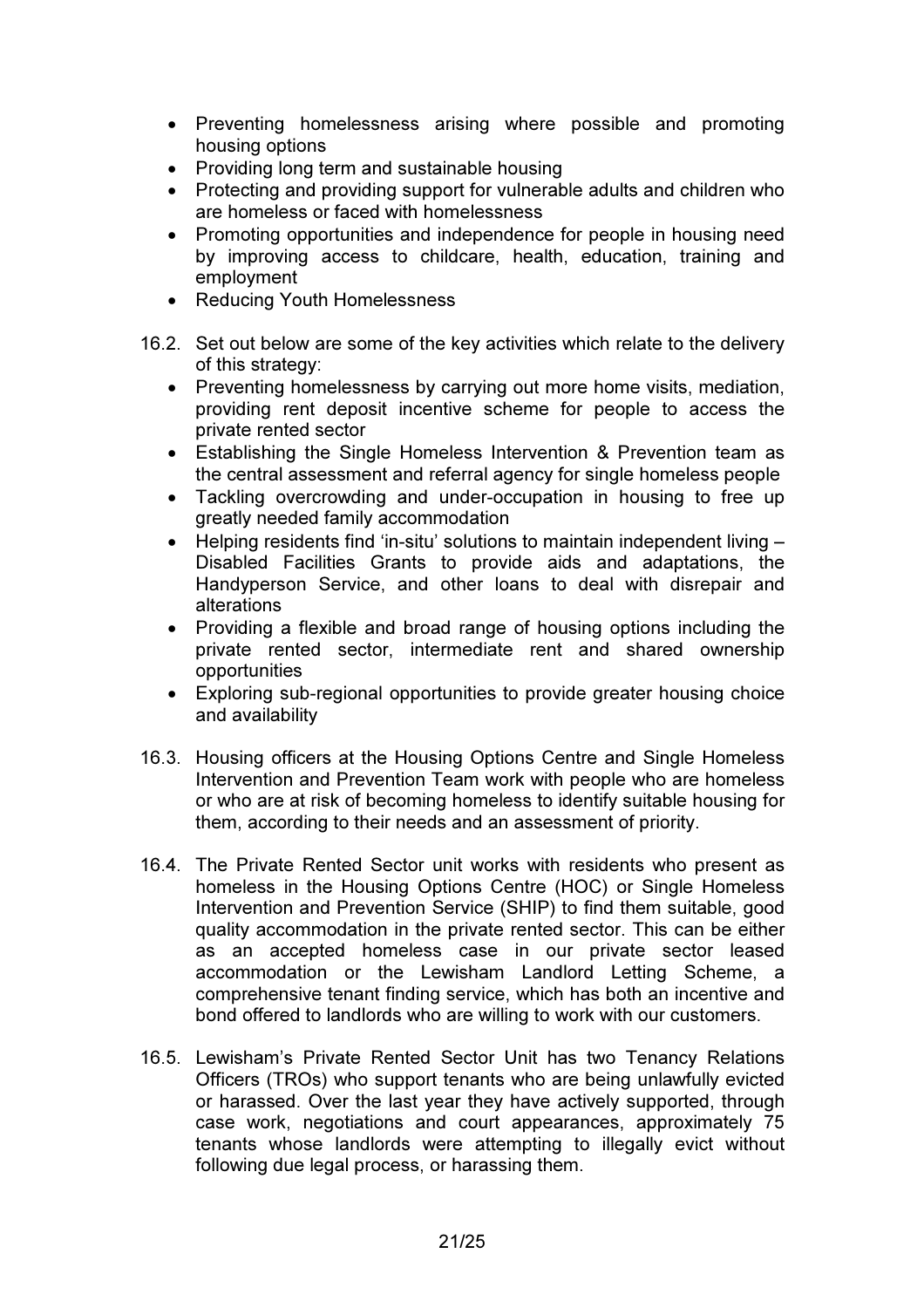- Preventing homelessness arising where possible and promoting housing options
- Providing long term and sustainable housing
- Protecting and providing support for vulnerable adults and children who are homeless or faced with homelessness
- Promoting opportunities and independence for people in housing need by improving access to childcare, health, education, training and employment
- Reducing Youth Homelessness

16.2. Set out below are some of the key activities which relate to the delivery of this strategy:

- Preventing homelessness by carrying out more home visits, mediation, providing rent deposit incentive scheme for people to access the private rented sector
- Establishing the Single Homeless Intervention & Prevention team as the central assessment and referral agency for single homeless people
- Tackling overcrowding and under-occupation in housing to free up greatly needed family accommodation
- Helping residents find 'in-situ' solutions to maintain independent living – Disabled Facilities Grants to provide aids and adaptations, the Handyperson Service, and other loans to deal with disrepair and alterations
- Providing a flexible and broad range of housing options including the private rented sector, intermediate rent and shared ownership opportunities
- Exploring sub-regional opportunities to provide greater housing choice and availability

16.3. Housing officers at the Housing Options Centre and Single Homeless Intervention and Prevention Team work with people who are homeless or who are at risk of becoming homeless to identify suitable housing for them, according to their needs and an assessment of priority.

16.4. The Private Rented Sector unit works with residents who present as homeless in the Housing Options Centre (HOC) or Single Homeless Intervention and Prevention Service (SHIP) to find them suitable, good quality accommodation in the private rented sector. This can be either as an accepted homeless case in our private sector leased accommodation or the Lewisham Landlord Letting Scheme, a comprehensive tenant finding service, which has both an incentive and bond offered to landlords who are willing to work with our customers.

16.5. Lewisham's Private Rented Sector Unit has two Tenancy Relations Officers (TROs) who support tenants who are being unlawfully evicted or harassed. Over the last year they have actively supported, through case work, negotiations and court appearances, approximately 75 tenants whose landlords were attempting to illegally evict without following due legal process, or harassing them.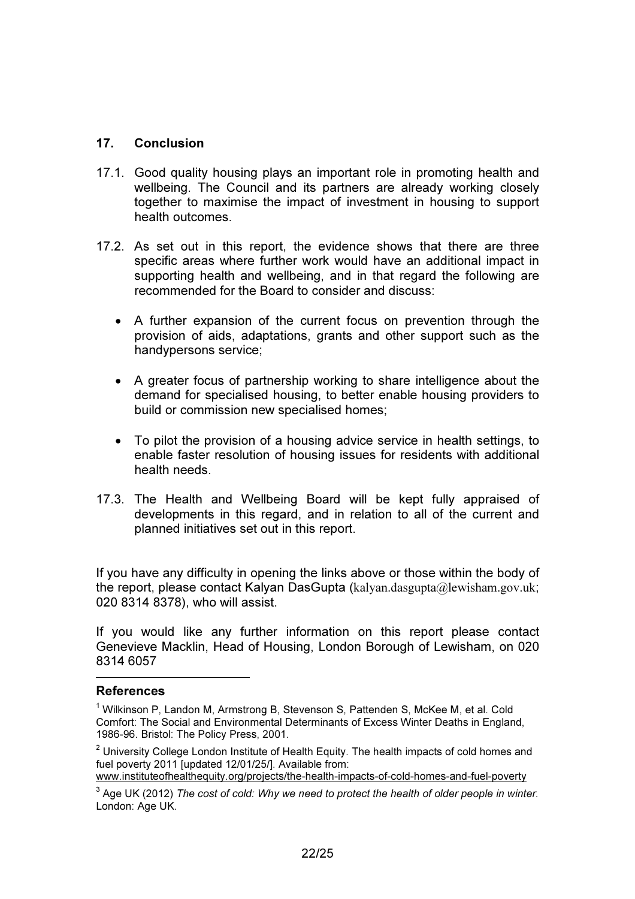## 17. Conclusion

17.1. Good quality housing plays an important role in promoting health and wellbeing. The Council and its partners are already working closely together to maximise the impact of investment in housing to support health outcomes.

17.2. As set out in this report, the evidence shows that there are three specific areas where further work would have an additional impact in supporting health and wellbeing, and in that regard the following are recommended for the Board to consider and discuss:

- A further expansion of the current focus on prevention through the provision of aids, adaptations, grants and other support such as the handypersons service;
- A greater focus of partnership working to share intelligence about the demand for specialised housing, to better enable housing providers to build or commission new specialised homes;
- To pilot the provision of a housing advice service in health settings, to enable faster resolution of housing issues for residents with additional health needs.

17.3. The Health and Wellbeing Board will be kept fully appraised of developments in this regard, and in relation to all of the current and planned initiatives set out in this report.

If you have any difficulty in opening the links above or those within the body of the report, please contact Kalyan DasGupta (kalyan.dasgupta@lewisham.gov.uk; 020 8314 8378), who will assist.

If you would like any further information on this report please contact Genevieve Macklin, Head of Housing, London Borough of Lewisham, on 020 8314 6057

---

**References**

[1] Wilkinson P, Landon M, Armstrong B, Stevenson S, Pattenden S, McKee M, et al. Cold Comfort: The Social and Environmental Determinants of Excess Winter Deaths in England, 1986-96. Bristol: The Policy Press, 2001.

[2] University College London Institute of Health Equity. The health impacts of cold homes and fuel poverty 2011 [updated 12/01/25/]. Available from: www.instituteofhealthequity.org/projects/the-health-impacts-of-cold-homes-and-fuel-poverty

[3] Age UK (2012) *The cost of cold: Why we need to protect the health of older people in winter.* London: Age UK.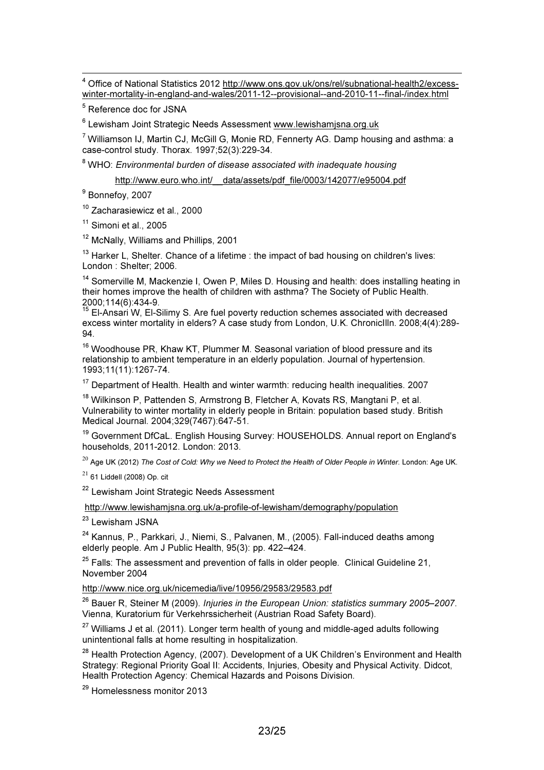[4] Office of National Statistics 2012 http://www.ons.gov.uk/ons/rel/subnational-health2/excess-winter-mortality-in-england-and-wales/2011-12--provisional--and-2010-11--final-/index.html

[5] Reference doc for JSNA

[6] Lewisham Joint Strategic Needs Assessment www.lewishamjsna.org.uk

[7] Williamson IJ, Martin CJ, McGill G, Monie RD, Fennerty AG. Damp housing and asthma: a case-control study. Thorax. 1997;52(3):229-34.

[8] WHO: *Environmental burden of disease associated with inadequate housing*

http://www.euro.who.int/__data/assets/pdf_file/0003/142077/e95004.pdf

[9] Bonnefoy, 2007

[10] Zacharasiewicz et al., 2000

[11] Simoni et al., 2005

[12] McNally, Williams and Phillips, 2001

[13] Harker L, Shelter. Chance of a lifetime : the impact of bad housing on children's lives: London : Shelter; 2006.

[14] Somerville M, Mackenzie I, Owen P, Miles D. Housing and health: does installing heating in their homes improve the health of children with asthma? The Society of Public Health. 2000;114(6):434-9.

[15] El-Ansari W, El-Silimy S. Are fuel poverty reduction schemes associated with decreased excess winter mortality in elders? A case study from London, U.K. ChronicIlln. 2008;4(4):289-94.

[16] Woodhouse PR, Khaw KT, Plummer M. Seasonal variation of blood pressure and its relationship to ambient temperature in an elderly population. Journal of hypertension. 1993;11(11):1267-74.

[17] Department of Health. Health and winter warmth: reducing health inequalities. 2007

[18] Wilkinson P, Pattenden S, Armstrong B, Fletcher A, Kovats RS, Mangtani P, et al. Vulnerability to winter mortality in elderly people in Britain: population based study. British Medical Journal. 2004;329(7467):647-51.

[19] Government DfCaL. English Housing Survey: HOUSEHOLDS. Annual report on England's households, 2011-2012. London: 2013.

[20] Age UK (2012) *The Cost of Cold: Why we Need to Protect the Health of Older People in Winter*. London: Age UK.

[21] 61 Liddell (2008) Op. cit

[22] Lewisham Joint Strategic Needs Assessment

http://www.lewishamjsna.org.uk/a-profile-of-lewisham/demography/population

[23] Lewisham JSNA

[24] Kannus, P., Parkkari, J., Niemi, S., Palvanen, M., (2005). Fall-induced deaths among elderly people. Am J Public Health, 95(3): pp. 422–424.

[25] Falls: The assessment and prevention of falls in older people. Clinical Guideline 21, November 2004

http://www.nice.org.uk/nicemedia/live/10956/29583/29583.pdf

[26] Bauer R, Steiner M (2009). *Injuries in the European Union: statistics summary 2005–2007*. Vienna, Kuratorium für Verkehrssicherheit (Austrian Road Safety Board).

[27] Williams J et al. (2011). Longer term health of young and middle-aged adults following unintentional falls at home resulting in hospitalization.

[28] Health Protection Agency, (2007). Development of a UK Children's Environment and Health Strategy: Regional Priority Goal II: Accidents, Injuries, Obesity and Physical Activity. Didcot, Health Protection Agency: Chemical Hazards and Poisons Division.

[29] Homelessness monitor 2013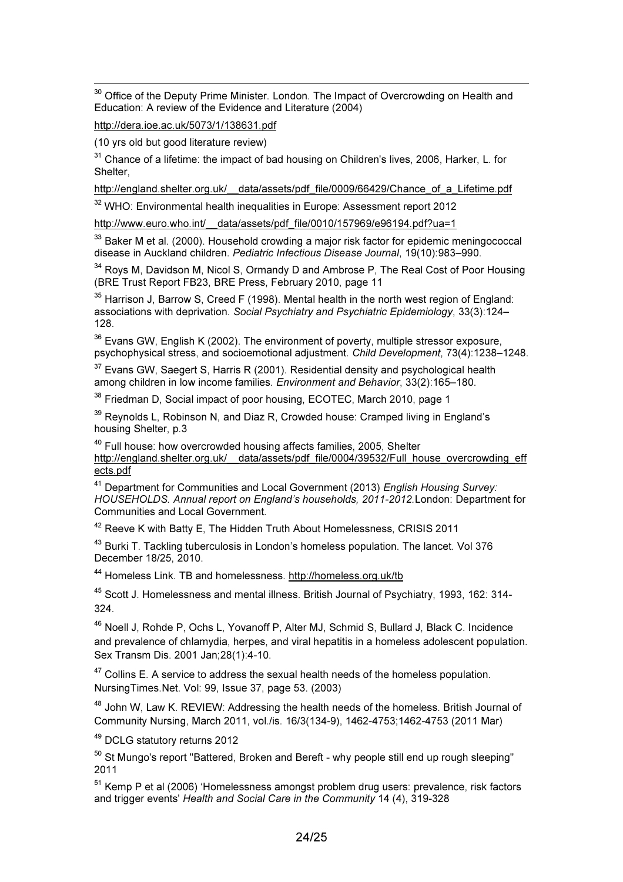[30] Office of the Deputy Prime Minister. London. The Impact of Overcrowding on Health and Education: A review of the Evidence and Literature (2004)

http://dera.ioe.ac.uk/5073/1/138631.pdf

(10 yrs old but good literature review)

[31] Chance of a lifetime: the impact of bad housing on Children's lives, 2006, Harker, L. for Shelter,

http://england.shelter.org.uk/__data/assets/pdf_file/0009/66429/Chance_of_a_Lifetime.pdf

[32] WHO: Environmental health inequalities in Europe: Assessment report 2012

http://www.euro.who.int/__data/assets/pdf_file/0010/157969/e96194.pdf?ua=1

[33] Baker M et al. (2000). Household crowding a major risk factor for epidemic meningococcal disease in Auckland children. *Pediatric Infectious Disease Journal*, 19(10):983–990.

[34] Roys M, Davidson M, Nicol S, Ormandy D and Ambrose P, The Real Cost of Poor Housing (BRE Trust Report FB23, BRE Press, February 2010, page 11

[35] Harrison J, Barrow S, Creed F (1998). Mental health in the north west region of England: associations with deprivation. *Social Psychiatry and Psychiatric Epidemiology*, 33(3):124–128.

[36] Evans GW, English K (2002). The environment of poverty, multiple stressor exposure, psychophysical stress, and socioemotional adjustment. *Child Development*, 73(4):1238–1248.

[37] Evans GW, Saegert S, Harris R (2001). Residential density and psychological health among children in low income families. *Environment and Behavior*, 33(2):165–180.

[38] Friedman D, Social impact of poor housing, ECOTEC, March 2010, page 1

[39] Reynolds L, Robinson N, and Diaz R, Crowded house: Cramped living in England's housing Shelter, p.3

[40] Full house: how overcrowded housing affects families, 2005, Shelter http://england.shelter.org.uk/__data/assets/pdf_file/0004/39532/Full_house_overcrowding_effects.pdf

[41] Department for Communities and Local Government (2013) *English Housing Survey: HOUSEHOLDS. Annual report on England's households, 2011-2012.* London: Department for Communities and Local Government.

[42] Reeve K with Batty E, The Hidden Truth About Homelessness, CRISIS 2011

[43] Burki T. Tackling tuberculosis in London's homeless population. The lancet. Vol 376 December 18/25, 2010.

[44] Homeless Link. TB and homelessness. http://homeless.org.uk/tb

[45] Scott J. Homelessness and mental illness. British Journal of Psychiatry, 1993, 162: 314-324.

[46] Noell J, Rohde P, Ochs L, Yovanoff P, Alter MJ, Schmid S, Bullard J, Black C. Incidence and prevalence of chlamydia, herpes, and viral hepatitis in a homeless adolescent population. Sex Transm Dis. 2001 Jan;28(1):4-10.

[47] Collins E. A service to address the sexual health needs of the homeless population. NursingTimes.Net. Vol: 99, Issue 37, page 53. (2003)

[48] John W, Law K. REVIEW: Addressing the health needs of the homeless. British Journal of Community Nursing, March 2011, vol./is. 16/3(134-9), 1462-4753;1462-4753 (2011 Mar)

[49] DCLG statutory returns 2012

[50] St Mungo's report "Battered, Broken and Bereft - why people still end up rough sleeping" 2011

[51] Kemp P et al (2006) 'Homelessness amongst problem drug users: prevalence, risk factors and trigger events' *Health and Social Care in the Community* 14 (4), 319-328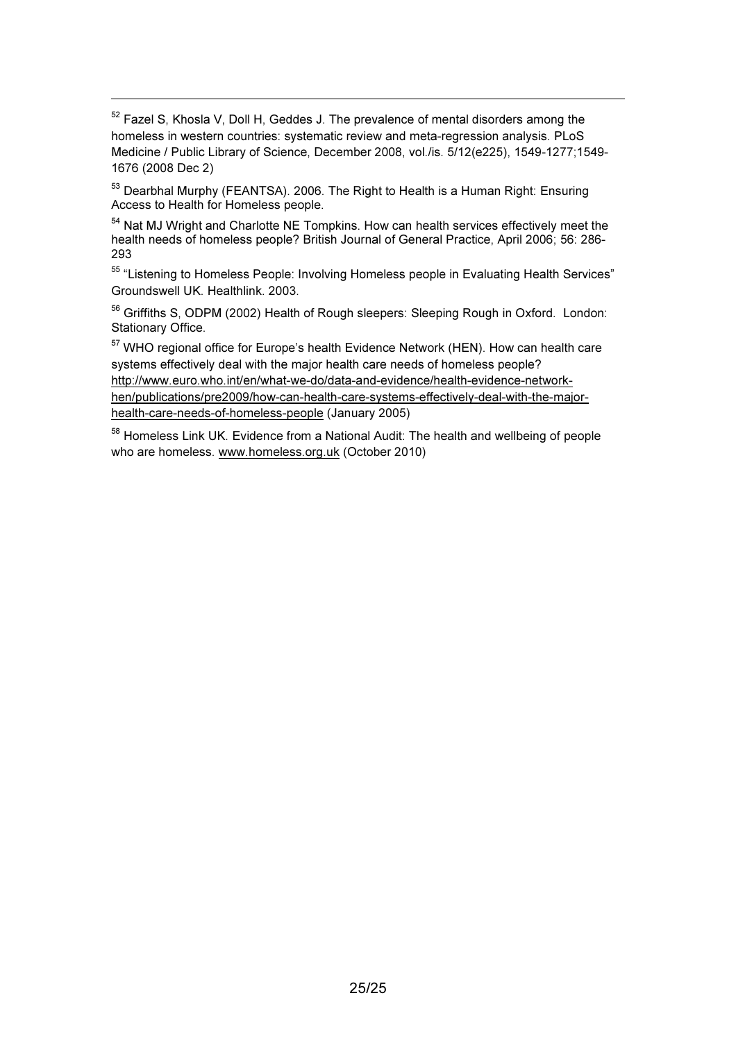[52] Fazel S, Khosla V, Doll H, Geddes J. The prevalence of mental disorders among the homeless in western countries: systematic review and meta-regression analysis. PLoS Medicine / Public Library of Science, December 2008, vol./is. 5/12(e225), 1549-1277;1549-1676 (2008 Dec 2)

[53] Dearbhal Murphy (FEANTSA). 2006. The Right to Health is a Human Right: Ensuring Access to Health for Homeless people.

[54] Nat MJ Wright and Charlotte NE Tompkins. How can health services effectively meet the health needs of homeless people? British Journal of General Practice, April 2006; 56: 286-293

[55] "Listening to Homeless People: Involving Homeless people in Evaluating Health Services" Groundswell UK. Healthlink. 2003.

[56] Griffiths S, ODPM (2002) Health of Rough sleepers: Sleeping Rough in Oxford. London: Stationary Office.

[57] WHO regional office for Europe's health Evidence Network (HEN). How can health care systems effectively deal with the major health care needs of homeless people? http://www.euro.who.int/en/what-we-do/data-and-evidence/health-evidence-network-hen/publications/pre2009/how-can-health-care-systems-effectively-deal-with-the-major-health-care-needs-of-homeless-people (January 2005)

[58] Homeless Link UK. Evidence from a National Audit: The health and wellbeing of people who are homeless. www.homeless.org.uk (October 2010)